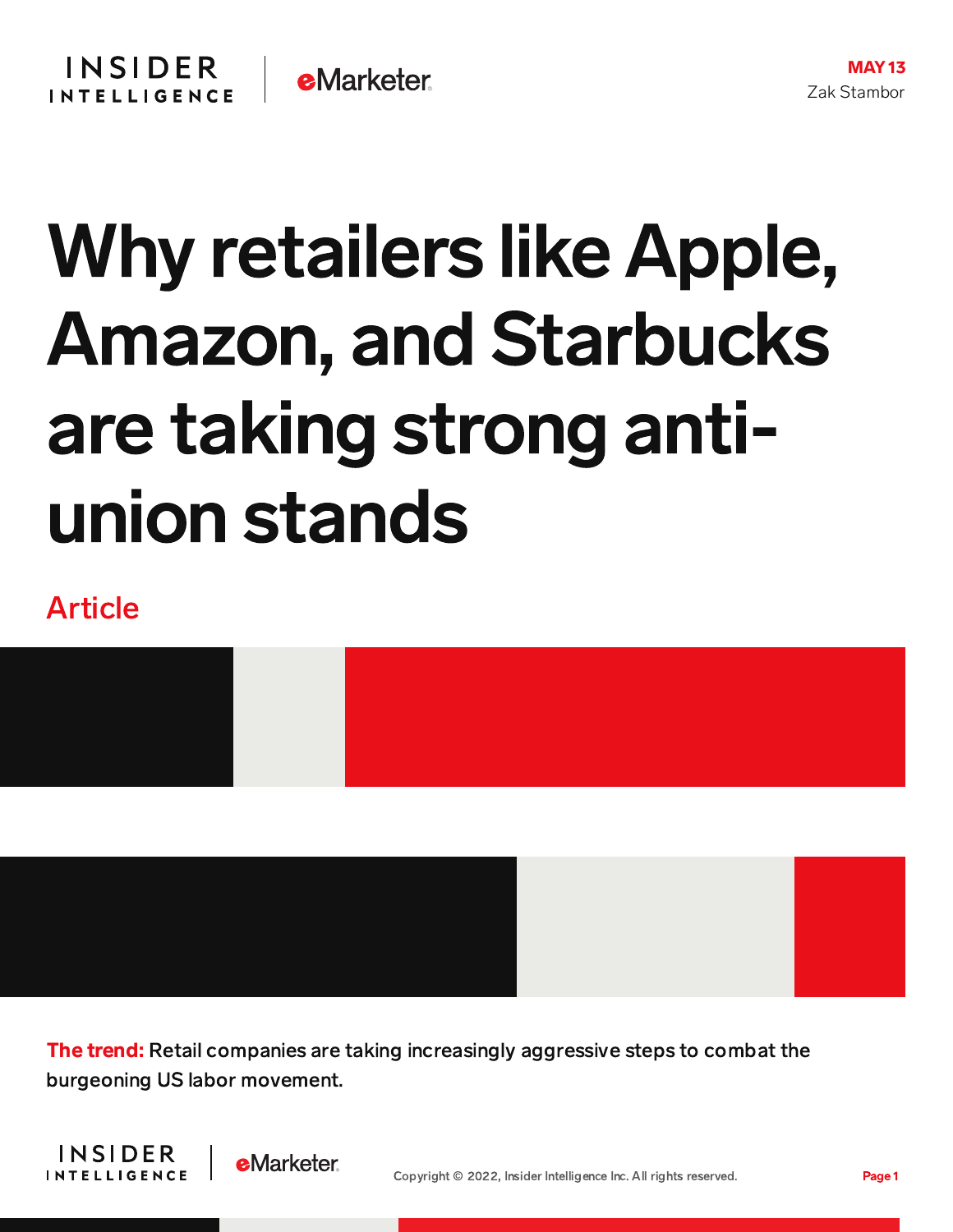MAY 13

Zak Stambor

# Why retailers like Apple, Amazon, and Starbucks are taking strong anti-union stands

Article

**The trend:** Retail companies are taking increasingly aggressive steps to combat the burgeoning US labor movement.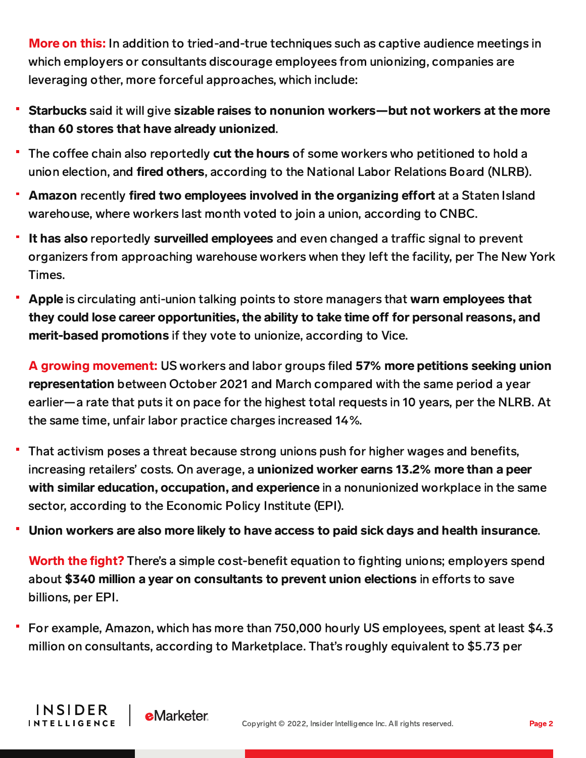**More on this:** In addition to tried-and-true techniques such as captive audience meetings in which employers or consultants discourage employees from unionizing, companies are leveraging other, more forceful approaches, which include:

- **Starbucks** said it will give **sizable raises to nonunion workers—but not workers at the more than 60 stores that have already unionized**.
- The coffee chain also reportedly **cut the hours** of some workers who petitioned to hold a union election, and **fired others**, according to the National Labor Relations Board (NLRB).
- **Amazon** recently **fired two employees involved in the organizing effort** at a Staten Island warehouse, where workers last month voted to join a union, according to CNBC.
- **It has also** reportedly **surveilled employees** and even changed a traffic signal to prevent organizers from approaching warehouse workers when they left the facility, per The New York Times.
- **Apple** is circulating anti-union talking points to store managers that **warn employees that they could lose career opportunities, the ability to take time off for personal reasons, and merit-based promotions** if they vote to unionize, according to Vice.

**A growing movement:** US workers and labor groups filed **57% more petitions seeking union representation** between October 2021 and March compared with the same period a year earlier—a rate that puts it on pace for the highest total requests in 10 years, per the NLRB. At the same time, unfair labor practice charges increased 14%.

- That activism poses a threat because strong unions push for higher wages and benefits, increasing retailers' costs. On average, a **unionized worker earns 13.2% more than a peer with similar education, occupation, and experience** in a nonunionized workplace in the same sector, according to the Economic Policy Institute (EPI).
- **Union workers are also more likely to have access to paid sick days and health insurance**.

**Worth the fight?** There's a simple cost-benefit equation to fighting unions; employers spend about **$340 million a year on consultants to prevent union elections** in efforts to save billions, per EPI.

- For example, Amazon, which has more than 750,000 hourly US employees, spent at least $4.3 million on consultants, according to Marketplace. That's roughly equivalent to $5.73 per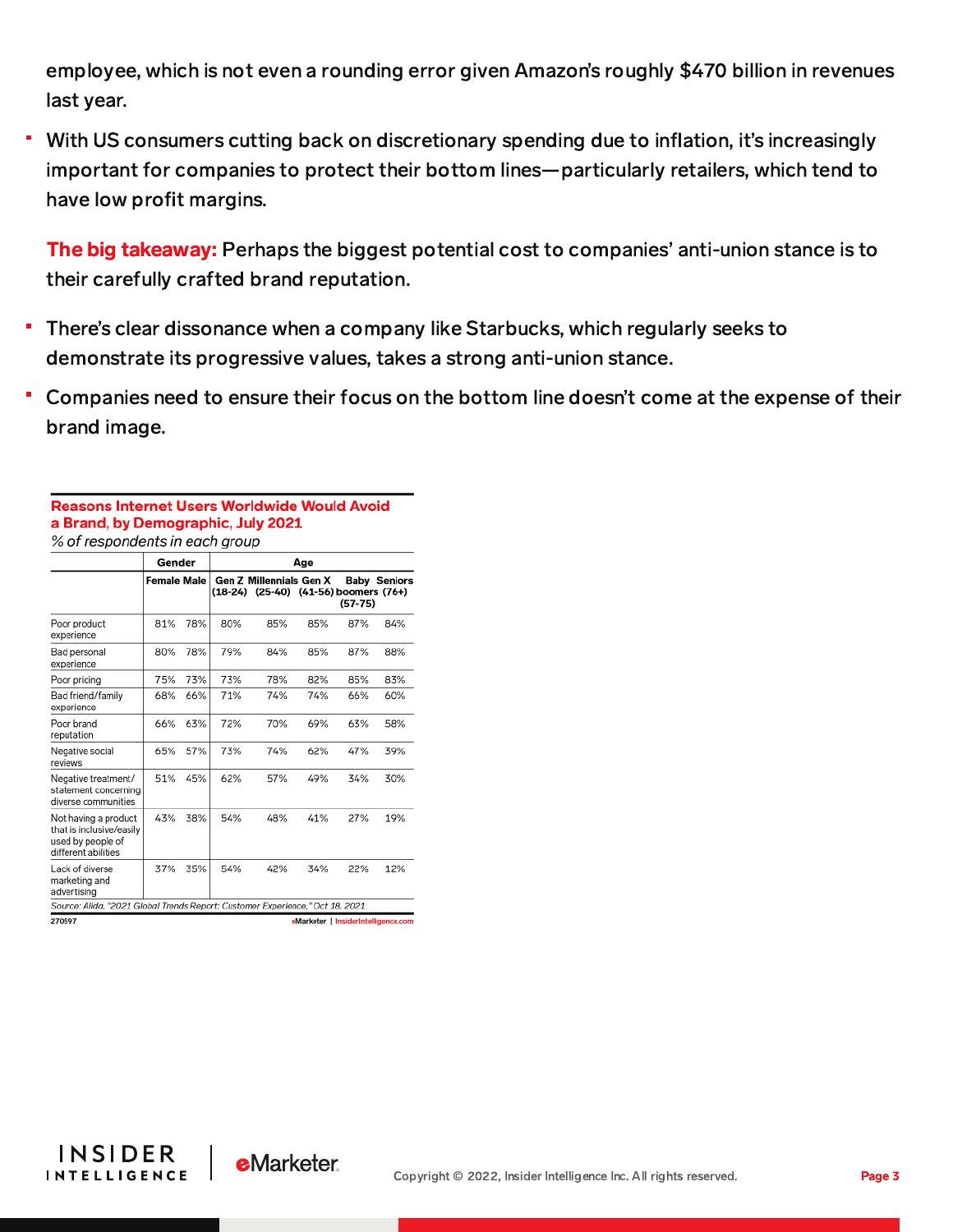employee, which is not even a rounding error given Amazon's roughly $470 billion in revenues last year.

- With US consumers cutting back on discretionary spending due to inflation, it's increasingly important for companies to protect their bottom lines—particularly retailers, which tend to have low profit margins.

**The big takeaway:** Perhaps the biggest potential cost to companies' anti-union stance is to their carefully crafted brand reputation.

- There's clear dissonance when a company like Starbucks, which regularly seeks to demonstrate its progressive values, takes a strong anti-union stance.
- Companies need to ensure their focus on the bottom line doesn't come at the expense of their brand image.

**Reasons Internet Users Worldwide Would Avoid a Brand, by Demographic, July 2021**

*% of respondents in each group*

| | Gender | | Age | | | | |
|---|---|---|---|---|---|---|---|
| | Female | Male | Gen Z (18-24) | Millennials (25-40) | Gen X (41-56) | Baby boomers (57-75) | Seniors (76+) |
| Poor product experience | 81% | 78% | 80% | 85% | 85% | 87% | 84% |
| Bad personal experience | 80% | 78% | 79% | 84% | 85% | 87% | 88% |
| Poor pricing | 75% | 73% | 73% | 78% | 82% | 85% | 83% |
| Bad friend/family experience | 68% | 66% | 71% | 74% | 74% | 66% | 60% |
| Poor brand reputation | 66% | 63% | 72% | 70% | 69% | 63% | 58% |
| Negative social reviews | 65% | 57% | 73% | 74% | 62% | 47% | 39% |
| Negative treatment/ statement concerning diverse communities | 51% | 45% | 62% | 57% | 49% | 34% | 30% |
| Not having a product that is inclusive/easily used by people of different abilities | 43% | 38% | 54% | 48% | 41% | 27% | 19% |
| Lack of diverse marketing and advertising | 37% | 35% | 54% | 42% | 34% | 22% | 12% |

Source: Alida, "2021 Global Trends Report: Customer Experience," Oct 18, 2021

270597

eMarketer | InsiderIntelligence.com